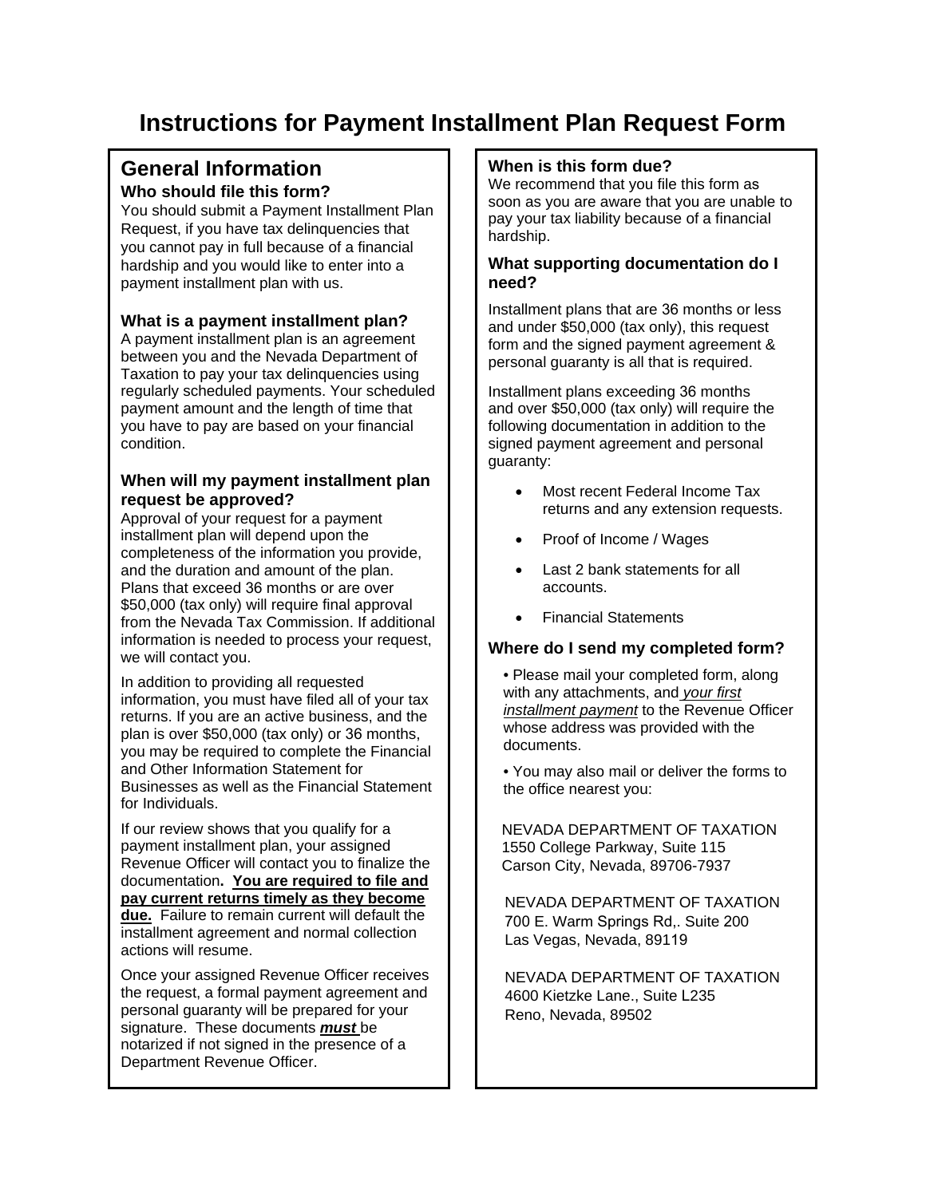# Instructions for Payment Installment Plan Request Form

## General Information

### Who should file this form?

You should submit a Payment Installment Plan Request, if you have tax delinquencies that you cannot pay in full because of a financial hardship and you would like to enter into a payment installment plan with us.

### What is a payment installment plan?

A payment installment plan is an agreement between you and the Nevada Department of Taxation to pay your tax delinquencies using regularly scheduled payments. Your scheduled payment amount and the length of time that you have to pay are based on your financial condition.

### When will my payment installment plan request be approved?

Approval of your request for a payment installment plan will depend upon the completeness of the information you provide, and the duration and amount of the plan. Plans that exceed 36 months or are over $50,000 (tax only) will require final approval from the Nevada Tax Commission. If additional information is needed to process your request, we will contact you.

In addition to providing all requested information, you must have filed all of your tax returns. If you are an active business, and the plan is over $50,000 (tax only) or 36 months, you may be required to complete the Financial and Other Information Statement for Businesses as well as the Financial Statement for Individuals.

If our review shows that you qualify for a payment installment plan, your assigned Revenue Officer will contact you to finalize the documentation. **You are required to file and pay current returns timely as they become due.** Failure to remain current will default the installment agreement and normal collection actions will resume.

Once your assigned Revenue Officer receives the request, a formal payment agreement and personal guaranty will be prepared for your signature. These documents ***must*** be notarized if not signed in the presence of a Department Revenue Officer.

### When is this form due?

We recommend that you file this form as soon as you are aware that you are unable to pay your tax liability because of a financial hardship.

### What supporting documentation do I need?

Installment plans that are 36 months or less and under $50,000 (tax only), this request form and the signed payment agreement & personal guaranty is all that is required.

Installment plans exceeding 36 months and over $50,000 (tax only) will require the following documentation in addition to the signed payment agreement and personal guaranty:

- Most recent Federal Income Tax returns and any extension requests.
- Proof of Income / Wages
- Last 2 bank statements for all accounts.
- Financial Statements

### Where do I send my completed form?

- Please mail your completed form, along with any attachments, and *your first installment payment* to the Revenue Officer whose address was provided with the documents.
- You may also mail or deliver the forms to the office nearest you:

NEVADA DEPARTMENT OF TAXATION
1550 College Parkway, Suite 115
Carson City, Nevada, 89706-7937

NEVADA DEPARTMENT OF TAXATION
700 E. Warm Springs Rd,. Suite 200
Las Vegas, Nevada, 89119

NEVADA DEPARTMENT OF TAXATION
4600 Kietzke Lane., Suite L235
Reno, Nevada, 89502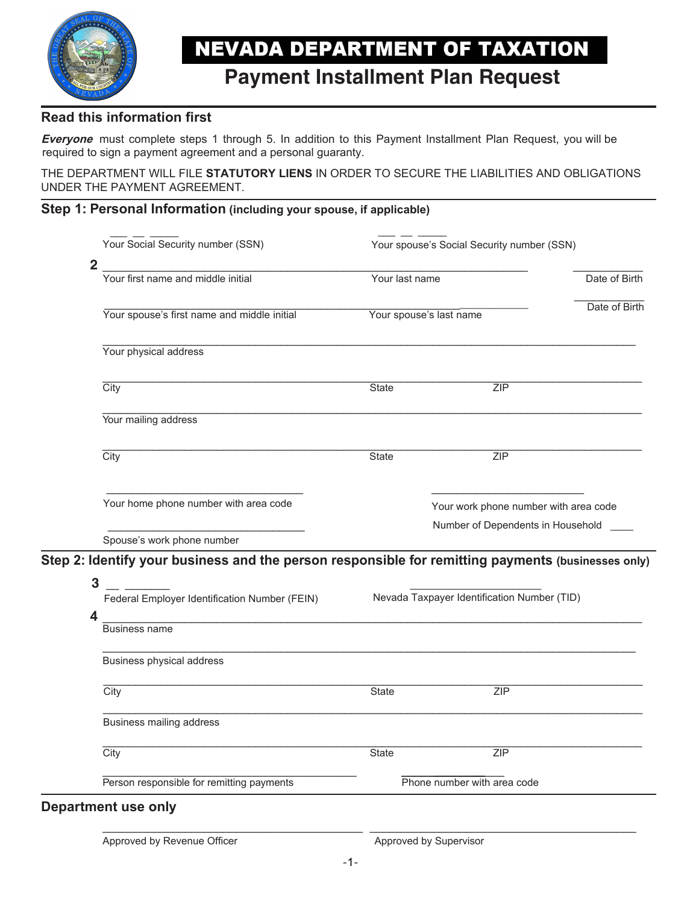# NEVADA DEPARTMENT OF TAXATION

## Payment Installment Plan Request

### Read this information first

***Everyone*** must complete steps 1 through 5. In addition to this Payment Installment Plan Request, you will be required to sign a payment agreement and a personal guaranty.

THE DEPARTMENT WILL FILE **STATUTORY LIENS** IN ORDER TO SECURE THE LIABILITIES AND OBLIGATIONS UNDER THE PAYMENT AGREEMENT.

### Step 1: Personal Information (including your spouse, if applicable)

\_\_\_ \_\_ \_\_\_\_\_
Your Social Security number (SSN)

\_\_\_ \_\_ \_\_\_\_\_
Your spouse's Social Security number (SSN)

**2** \_\_\_\_\_\_\_\_\_\_\_\_\_\_\_\_\_\_\_\_\_\_\_\_\_\_\_\_\_\_\_\_\_\_\_\_\_\_\_\_\_\_\_\_\_\_\_\_\_\_\_\_\_\_\_\_\_\_\_\_\_\_\_\_\_\_\_\_\_\_\_\_\_ \_\_\_\_\_\_\_\_\_\_\_\_
Your first name and middle initial — Your last name — Date of Birth

\_\_\_\_\_\_\_\_\_\_\_\_\_\_\_\_\_\_\_\_\_\_\_\_\_\_\_\_\_\_\_\_\_\_\_\_\_\_\_\_\_\_\_\_\_\_\_\_\_\_\_\_\_\_\_\_\_\_\_\_\_\_\_\_\_\_\_\_\_\_\_\_\_ \_\_\_\_\_\_\_\_\_\_\_\_
Your spouse's first name and middle initial — Your spouse's last name — Date of Birth

\_\_\_\_\_\_\_\_\_\_\_\_\_\_\_\_\_\_\_\_\_\_\_\_\_\_\_\_\_\_\_\_\_\_\_\_\_\_\_\_\_\_\_\_\_\_\_\_\_\_\_\_\_\_\_\_\_\_\_\_\_\_\_\_\_\_\_\_\_\_\_\_\_\_\_\_\_\_\_\_\_\_\_\_\_\_\_
Your physical address

\_\_\_\_\_\_\_\_\_\_\_\_\_\_\_\_\_\_\_\_\_\_\_\_\_\_\_\_\_\_\_\_\_\_\_\_\_\_\_\_\_\_\_\_\_\_\_\_\_\_\_\_\_\_\_\_\_\_\_\_\_\_\_\_\_\_\_\_\_\_\_\_\_\_\_\_\_\_\_\_\_\_\_\_\_\_\_
City — State — ZIP

\_\_\_\_\_\_\_\_\_\_\_\_\_\_\_\_\_\_\_\_\_\_\_\_\_\_\_\_\_\_\_\_\_\_\_\_\_\_\_\_\_\_\_\_\_\_\_\_\_\_\_\_\_\_\_\_\_\_\_\_\_\_\_\_\_\_\_\_\_\_\_\_\_\_\_\_\_\_\_\_\_\_\_\_\_\_\_
Your mailing address

\_\_\_\_\_\_\_\_\_\_\_\_\_\_\_\_\_\_\_\_\_\_\_\_\_\_\_\_\_\_\_\_\_\_\_\_\_\_\_\_\_\_\_\_\_\_\_\_\_\_\_\_\_\_\_\_\_\_\_\_\_\_\_\_\_\_\_\_\_\_\_\_\_\_\_\_\_\_\_\_\_\_\_\_\_\_\_
City — State — ZIP

\_\_\_\_\_\_\_\_\_\_\_\_\_\_\_\_\_\_\_\_\_\_\_\_\_\_\_\_\_\_\_\_\_\_
Your home phone number with area code

\_\_\_\_\_\_\_\_\_\_\_\_\_\_\_\_\_\_\_\_\_\_\_\_\_\_\_\_
Your work phone number with area code

Number of Dependents in Household \_\_\_\_

\_\_\_\_\_\_\_\_\_\_\_\_\_\_\_\_\_\_\_\_\_\_\_\_\_\_\_\_\_\_\_\_\_\_
Spouse's work phone number

### Step 2: Identify your business and the person responsible for remitting payments (businesses only)

**3** \_\_ \_\_\_\_\_\_\_
Federal Employer Identification Number (FEIN)

\_\_\_\_\_\_\_\_\_\_\_\_\_\_\_\_\_\_\_\_\_\_\_\_
Nevada Taxpayer Identification Number (TID)

**4** \_\_\_\_\_\_\_\_\_\_\_\_\_\_\_\_\_\_\_\_\_\_\_\_\_\_\_\_\_\_\_\_\_\_\_\_\_\_\_\_\_\_\_\_\_\_\_\_\_\_\_\_\_\_\_\_\_\_\_\_\_\_\_\_\_\_\_\_\_\_\_\_\_\_\_\_\_\_\_\_\_\_\_\_\_\_\_
Business name

\_\_\_\_\_\_\_\_\_\_\_\_\_\_\_\_\_\_\_\_\_\_\_\_\_\_\_\_\_\_\_\_\_\_\_\_\_\_\_\_\_\_\_\_\_\_\_\_\_\_\_\_\_\_\_\_\_\_\_\_\_\_\_\_\_\_\_\_\_\_\_\_\_\_\_\_\_\_\_\_\_\_\_\_\_\_\_
Business physical address

\_\_\_\_\_\_\_\_\_\_\_\_\_\_\_\_\_\_\_\_\_\_\_\_\_\_\_\_\_\_\_\_\_\_\_\_\_\_\_\_\_\_\_\_\_\_\_\_\_\_\_\_\_\_\_\_\_\_\_\_\_\_\_\_\_\_\_\_\_\_\_\_\_\_\_\_\_\_\_\_\_\_\_\_\_\_\_
City — State — ZIP

\_\_\_\_\_\_\_\_\_\_\_\_\_\_\_\_\_\_\_\_\_\_\_\_\_\_\_\_\_\_\_\_\_\_\_\_\_\_\_\_\_\_\_\_\_\_\_\_\_\_\_\_\_\_\_\_\_\_\_\_\_\_\_\_\_\_\_\_\_\_\_\_\_\_\_\_\_\_\_\_\_\_\_\_\_\_\_
Business mailing address

\_\_\_\_\_\_\_\_\_\_\_\_\_\_\_\_\_\_\_\_\_\_\_\_\_\_\_\_\_\_\_\_\_\_\_\_\_\_\_\_\_\_\_\_\_\_\_\_\_\_\_\_\_\_\_\_\_\_\_\_\_\_\_\_\_\_\_\_\_\_\_\_\_\_\_\_\_\_\_\_\_\_\_\_\_\_\_
City — State — ZIP

\_\_\_\_\_\_\_\_\_\_\_\_\_\_\_\_\_\_\_\_\_\_\_\_\_\_\_\_\_\_\_\_\_\_\_\_\_\_\_\_\_\_\_\_
Person responsible for remitting payments

\_\_\_\_\_\_\_\_\_\_\_\_\_\_\_\_\_\_\_\_
Phone number with area code

### Department use only

\_\_\_\_\_\_\_\_\_\_\_\_\_\_\_\_\_\_\_\_\_\_\_\_\_\_\_\_\_\_\_\_\_\_\_\_\_\_\_\_\_\_\_\_
Approved by Revenue Officer

\_\_\_\_\_\_\_\_\_\_\_\_\_\_\_\_\_\_\_\_\_\_\_\_\_\_\_\_\_\_\_\_\_\_\_\_\_\_\_\_\_\_\_\_
Approved by Supervisor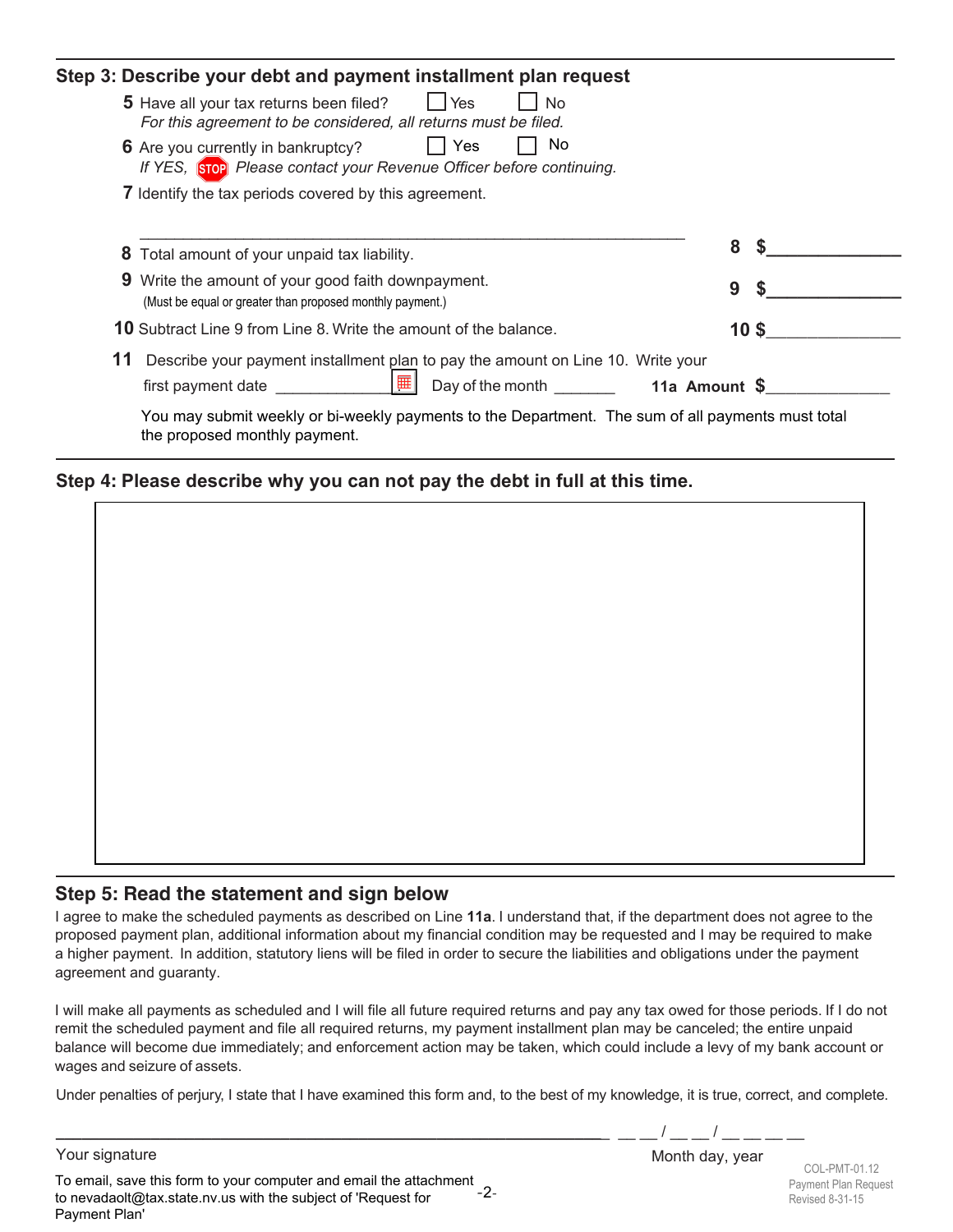## Step 3: Describe your debt and payment installment plan request

**5** Have all your tax returns been filed? ☐ Yes ☐ No

*For this agreement to be considered, all returns must be filed.*

**6** Are you currently in bankruptcy? ☐ Yes ☐ No

*If YES, STOP Please contact your Revenue Officer before continuing.*

**7** Identify the tax periods covered by this agreement.

\_\_\_\_\_\_\_\_\_\_\_\_\_\_\_\_\_\_\_\_\_\_\_\_\_\_\_\_\_\_\_\_\_\_\_\_\_\_\_\_\_\_\_\_\_\_\_\_\_\_\_\_\_\_\_\_\_\_\_\_\_\_

**8** Total amount of your unpaid tax liability. **8 $**\_\_\_\_\_\_\_\_\_\_\_\_\_\_

**9** Write the amount of your good faith downpayment. **9 $**\_\_\_\_\_\_\_\_\_\_\_\_\_\_

(Must be equal or greater than proposed monthly payment.)

**10** Subtract Line 9 from Line 8. Write the amount of the balance. **10 $**\_\_\_\_\_\_\_\_\_\_\_\_\_\_

**11** Describe your payment installment plan to pay the amount on Line 10. Write your first payment date \_\_\_\_\_\_\_\_\_\_\_\_\_\_ Day of the month \_\_\_\_\_\_\_ **11a Amount $**\_\_\_\_\_\_\_\_\_\_\_\_\_\_

You may submit weekly or bi-weekly payments to the Department. The sum of all payments must total the proposed monthly payment.

## Step 4: Please describe why you can not pay the debt in full at this time.

## Step 5: Read the statement and sign below

I agree to make the scheduled payments as described on Line **11a**. I understand that, if the department does not agree to the proposed payment plan, additional information about my financial condition may be requested and I may be required to make a higher payment. In addition, statutory liens will be filed in order to secure the liabilities and obligations under the payment agreement and guaranty.

I will make all payments as scheduled and I will file all future required returns and pay any tax owed for those periods. If I do not remit the scheduled payment and file all required returns, my payment installment plan may be canceled; the entire unpaid balance will become due immediately; and enforcement action may be taken, which could include a levy of my bank account or wages and seizure of assets.

Under penalties of perjury, I state that I have examined this form and, to the best of my knowledge, it is true, correct, and complete.

\_\_\_\_\_\_\_\_\_\_\_\_\_\_\_\_\_\_\_\_\_\_\_\_\_\_\_\_\_\_\_\_\_\_\_\_\_\_\_\_\_\_\_\_\_\_\_\_\_\_\_\_\_\_\_\_ \_\_ \_\_ / \_\_ \_\_ / \_\_ \_\_ \_\_ \_\_

Your signature Month day, year

To email, save this form to your computer and email the attachment to nevadaolt@tax.state.nv.us with the subject of 'Request for Payment Plan'

COL-PMT-01.12
Payment Plan Request
Revised 8-31-15